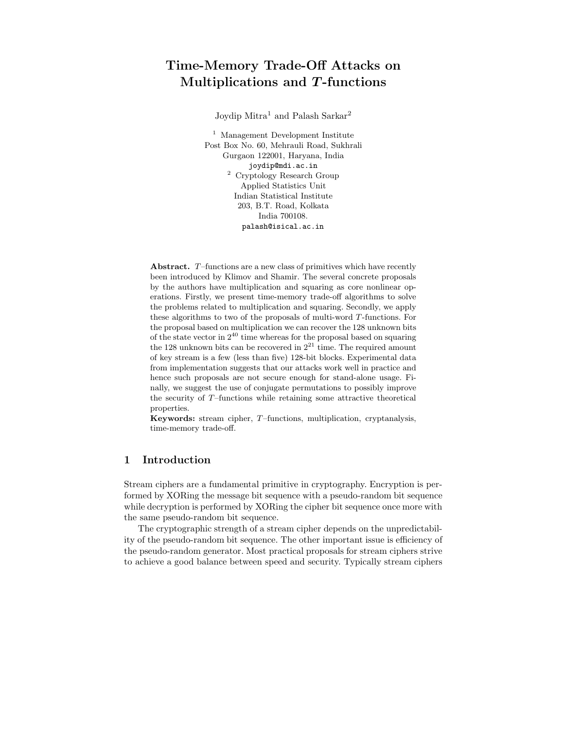# Time-Memory Trade-Off Attacks on Multiplications and $T$-functions

Joydip Mitra[1] and Palash Sarkar[2]

[1] Management Development Institute
Post Box No. 60, Mehrauli Road, Sukhrali
Gurgaon 122001, Haryana, India
joydip@mdi.ac.in

[2] Cryptology Research Group
Applied Statistics Unit
Indian Statistical Institute
203, B.T. Road, Kolkata
India 700108.
palash@isical.ac.in

**Abstract.** $T$–functions are a new class of primitives which have recently been introduced by Klimov and Shamir. The several concrete proposals by the authors have multiplication and squaring as core nonlinear operations. Firstly, we present time-memory trade-off algorithms to solve the problems related to multiplication and squaring. Secondly, we apply these algorithms to two of the proposals of multi-word $T$-functions. For the proposal based on multiplication we can recover the 128 unknown bits of the state vector in $2^{40}$ time whereas for the proposal based on squaring the 128 unknown bits can be recovered in $2^{21}$ time. The required amount of key stream is a few (less than five) 128-bit blocks. Experimental data from implementation suggests that our attacks work well in practice and hence such proposals are not secure enough for stand-alone usage. Finally, we suggest the use of conjugate permutations to possibly improve the security of $T$–functions while retaining some attractive theoretical properties.

**Keywords:** stream cipher, $T$–functions, multiplication, cryptanalysis, time-memory trade-off.

## 1 Introduction

Stream ciphers are a fundamental primitive in cryptography. Encryption is performed by XORing the message bit sequence with a pseudo-random bit sequence while decryption is performed by XORing the cipher bit sequence once more with the same pseudo-random bit sequence.

The cryptographic strength of a stream cipher depends on the unpredictability of the pseudo-random bit sequence. The other important issue is efficiency of the pseudo-random generator. Most practical proposals for stream ciphers strive to achieve a good balance between speed and security. Typically stream ciphers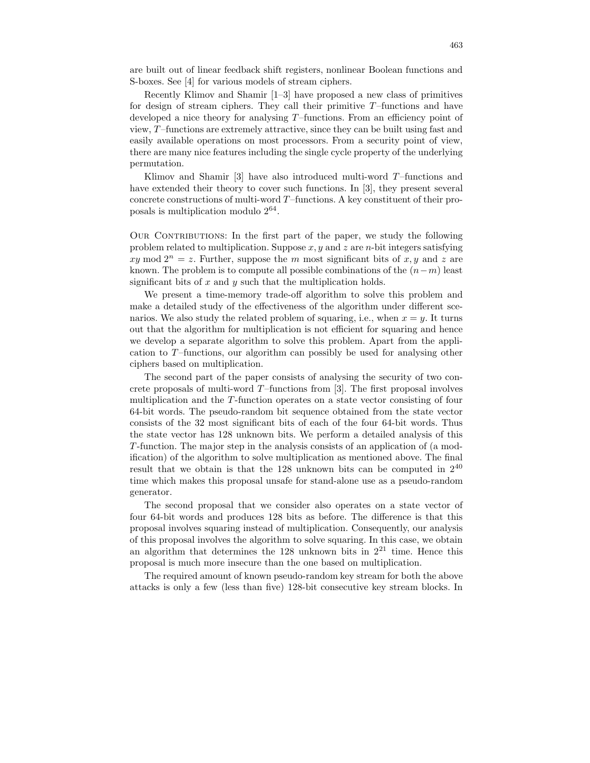are built out of linear feedback shift registers, nonlinear Boolean functions and S-boxes. See [4] for various models of stream ciphers.

Recently Klimov and Shamir [1–3] have proposed a new class of primitives for design of stream ciphers. They call their primitive $T$–functions and have developed a nice theory for analysing $T$–functions. From an efficiency point of view, $T$–functions are extremely attractive, since they can be built using fast and easily available operations on most processors. From a security point of view, there are many nice features including the single cycle property of the underlying permutation.

Klimov and Shamir [3] have also introduced multi-word $T$–functions and have extended their theory to cover such functions. In [3], they present several concrete constructions of multi-word $T$–functions. A key constituent of their proposals is multiplication modulo $2^{64}$.

Our Contributions: In the first part of the paper, we study the following problem related to multiplication. Suppose $x, y$ and $z$ are $n$-bit integers satisfying $xy \bmod 2^n = z$. Further, suppose the $m$ most significant bits of $x, y$ and $z$ are known. The problem is to compute all possible combinations of the $(n-m)$ least significant bits of $x$ and $y$ such that the multiplication holds.

We present a time-memory trade-off algorithm to solve this problem and make a detailed study of the effectiveness of the algorithm under different scenarios. We also study the related problem of squaring, i.e., when $x = y$. It turns out that the algorithm for multiplication is not efficient for squaring and hence we develop a separate algorithm to solve this problem. Apart from the application to $T$–functions, our algorithm can possibly be used for analysing other ciphers based on multiplication.

The second part of the paper consists of analysing the security of two concrete proposals of multi-word $T$–functions from [3]. The first proposal involves multiplication and the $T$-function operates on a state vector consisting of four 64-bit words. The pseudo-random bit sequence obtained from the state vector consists of the 32 most significant bits of each of the four 64-bit words. Thus the state vector has 128 unknown bits. We perform a detailed analysis of this $T$-function. The major step in the analysis consists of an application of (a modification) of the algorithm to solve multiplication as mentioned above. The final result that we obtain is that the 128 unknown bits can be computed in $2^{40}$ time which makes this proposal unsafe for stand-alone use as a pseudo-random generator.

The second proposal that we consider also operates on a state vector of four 64-bit words and produces 128 bits as before. The difference is that this proposal involves squaring instead of multiplication. Consequently, our analysis of this proposal involves the algorithm to solve squaring. In this case, we obtain an algorithm that determines the 128 unknown bits in $2^{21}$ time. Hence this proposal is much more insecure than the one based on multiplication.

The required amount of known pseudo-random key stream for both the above attacks is only a few (less than five) 128-bit consecutive key stream blocks. In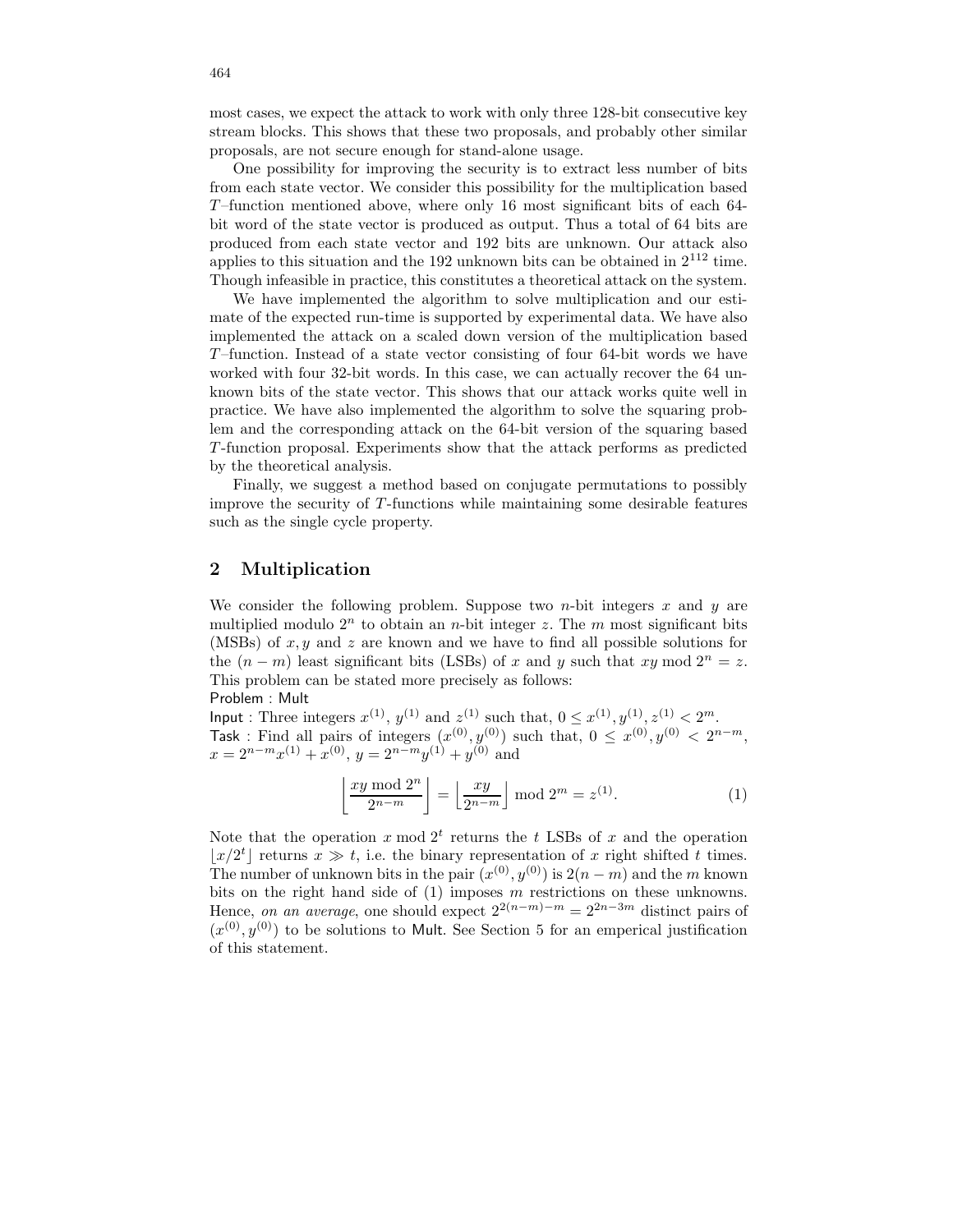most cases, we expect the attack to work with only three 128-bit consecutive key stream blocks. This shows that these two proposals, and probably other similar proposals, are not secure enough for stand-alone usage.

One possibility for improving the security is to extract less number of bits from each state vector. We consider this possibility for the multiplication based $T$–function mentioned above, where only 16 most significant bits of each 64-bit word of the state vector is produced as output. Thus a total of 64 bits are produced from each state vector and 192 bits are unknown. Our attack also applies to this situation and the 192 unknown bits can be obtained in $2^{112}$ time. Though infeasible in practice, this constitutes a theoretical attack on the system.

We have implemented the algorithm to solve multiplication and our estimate of the expected run-time is supported by experimental data. We have also implemented the attack on a scaled down version of the multiplication based $T$–function. Instead of a state vector consisting of four 64-bit words we have worked with four 32-bit words. In this case, we can actually recover the 64 unknown bits of the state vector. This shows that our attack works quite well in practice. We have also implemented the algorithm to solve the squaring problem and the corresponding attack on the 64-bit version of the squaring based $T$-function proposal. Experiments show that the attack performs as predicted by the theoretical analysis.

Finally, we suggest a method based on conjugate permutations to possibly improve the security of $T$-functions while maintaining some desirable features such as the single cycle property.

## 2 Multiplication

We consider the following problem. Suppose two $n$-bit integers $x$ and $y$ are multiplied modulo $2^n$ to obtain an $n$-bit integer $z$. The $m$ most significant bits (MSBs) of $x, y$ and $z$ are known and we have to find all possible solutions for the $(n-m)$ least significant bits (LSBs) of $x$ and $y$ such that $xy \bmod 2^n = z$. This problem can be stated more precisely as follows:

Problem : Mult

Input : Three integers $x^{(1)}$, $y^{(1)}$ and $z^{(1)}$ such that, $0 \leq x^{(1)}, y^{(1)}, z^{(1)} < 2^m$.

Task : Find all pairs of integers $(x^{(0)}, y^{(0)})$ such that, $0 \leq x^{(0)}, y^{(0)} < 2^{n-m}$, $x = 2^{n-m}x^{(1)} + x^{(0)}$, $y = 2^{n-m}y^{(1)} + y^{(0)}$ and

$$\left\lfloor \frac{xy \bmod 2^n}{2^{n-m}} \right\rfloor = \left\lfloor \frac{xy}{2^{n-m}} \right\rfloor \bmod 2^m = z^{(1)}. \tag{1}$$

Note that the operation $x \bmod 2^t$ returns the $t$ LSBs of $x$ and the operation $\lfloor x/2^t \rfloor$ returns $x \gg t$, i.e. the binary representation of $x$ right shifted $t$ times. The number of unknown bits in the pair $(x^{(0)}, y^{(0)})$ is $2(n-m)$ and the $m$ known bits on the right hand side of (1) imposes $m$ restrictions on these unknowns. Hence, *on an average*, one should expect $2^{2(n-m)-m} = 2^{2n-3m}$ distinct pairs of $(x^{(0)}, y^{(0)})$ to be solutions to Mult. See Section 5 for an emperical justification of this statement.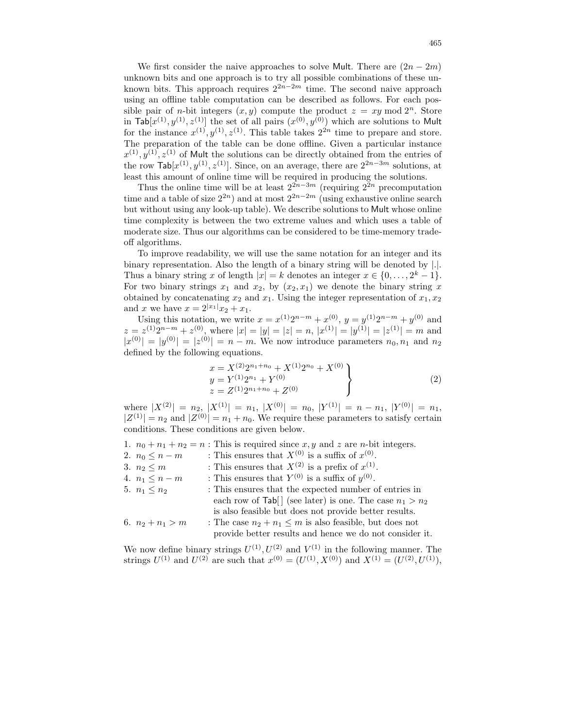We first consider the naive approaches to solve Mult. There are $(2n - 2m)$ unknown bits and one approach is to try all possible combinations of these unknown bits. This approach requires $2^{2n-2m}$ time. The second naive approach using an offline table computation can be described as follows. For each possible pair of $n$-bit integers $(x, y)$ compute the product $z = xy \bmod 2^n$. Store in $\mathsf{Tab}[x^{(1)}, y^{(1)}, z^{(1)}]$ the set of all pairs $(x^{(0)}, y^{(0)})$ which are solutions to Mult for the instance $x^{(1)}, y^{(1)}, z^{(1)}$. This table takes $2^{2n}$ time to prepare and store. The preparation of the table can be done offline. Given a particular instance $x^{(1)}, y^{(1)}, z^{(1)}$ of Mult the solutions can be directly obtained from the entries of the row $\mathsf{Tab}[x^{(1)}, y^{(1)}, z^{(1)}]$. Since, on an average, there are $2^{2n-3m}$ solutions, at least this amount of online time will be required in producing the solutions.

Thus the online time will be at least $2^{2n-3m}$ (requiring $2^{2n}$ precomputation time and a table of size $2^{2n}$) and at most $2^{2n-2m}$ (using exhaustive online search but without using any look-up table). We describe solutions to Mult whose online time complexity is between the two extreme values and which uses a table of moderate size. Thus our algorithms can be considered to be time-memory trade-off algorithms.

To improve readability, we will use the same notation for an integer and its binary representation. Also the length of a binary string will be denoted by $|.|$. Thus a binary string $x$ of length $|x| = k$ denotes an integer $x \in \{0, \ldots, 2^k - 1\}$. For two binary strings $x_1$ and $x_2$, by $(x_2, x_1)$ we denote the binary string $x$ obtained by concatenating $x_2$ and $x_1$. Using the integer representation of $x_1, x_2$ and $x$ we have $x = 2^{|x_1|}x_2 + x_1$.

Using this notation, we write $x = x^{(1)}2^{n-m} + x^{(0)}$, $y = y^{(1)}2^{n-m} + y^{(0)}$ and $z = z^{(1)}2^{n-m} + z^{(0)}$, where $|x| = |y| = |z| = n$, $|x^{(1)}| = |y^{(1)}| = |z^{(1)}| = m$ and $|x^{(0)}| = |y^{(0)}| = |z^{(0)}| = n - m$. We now introduce parameters $n_0, n_1$ and $n_2$ defined by the following equations.

$$\left.\begin{array}{l} x = X^{(2)}2^{n_1+n_0} + X^{(1)}2^{n_0} + X^{(0)} \\ y = Y^{(1)}2^{n_1} + Y^{(0)} \\ z = Z^{(1)}2^{n_1+n_0} + Z^{(0)} \end{array}\right\} \tag{2}$$

where $|X^{(2)}| = n_2$, $|X^{(1)}| = n_1$, $|X^{(0)}| = n_0$, $|Y^{(1)}| = n - n_1$, $|Y^{(0)}| = n_1$, $|Z^{(1)}| = n_2$ and $|Z^{(0)}| = n_1 + n_0$. We require these parameters to satisfy certain conditions. These conditions are given below.

1. $n_0 + n_1 + n_2 = n$ : This is required since $x, y$ and $z$ are $n$-bit integers.
2. $n_0 \leq n - m$ : This ensures that $X^{(0)}$ is a suffix of $x^{(0)}$.
3. $n_2 \leq m$ : This ensures that $X^{(2)}$ is a prefix of $x^{(1)}$.
4. $n_1 \leq n - m$ : This ensures that $Y^{(0)}$ is a suffix of $y^{(0)}$.
5. $n_1 \leq n_2$ : This ensures that the expected number of entries in each row of $\mathsf{Tab}[\,]$ (see later) is one. The case $n_1 > n_2$ is also feasible but does not provide better results.
6. $n_2 + n_1 > m$ : The case $n_2 + n_1 \leq m$ is also feasible, but does not provide better results and hence we do not consider it.

We now define binary strings $U^{(1)}, U^{(2)}$ and $V^{(1)}$ in the following manner. The strings $U^{(1)}$ and $U^{(2)}$ are such that $x^{(0)} = (U^{(1)}, X^{(0)})$ and $X^{(1)} = (U^{(2)}, U^{(1)})$,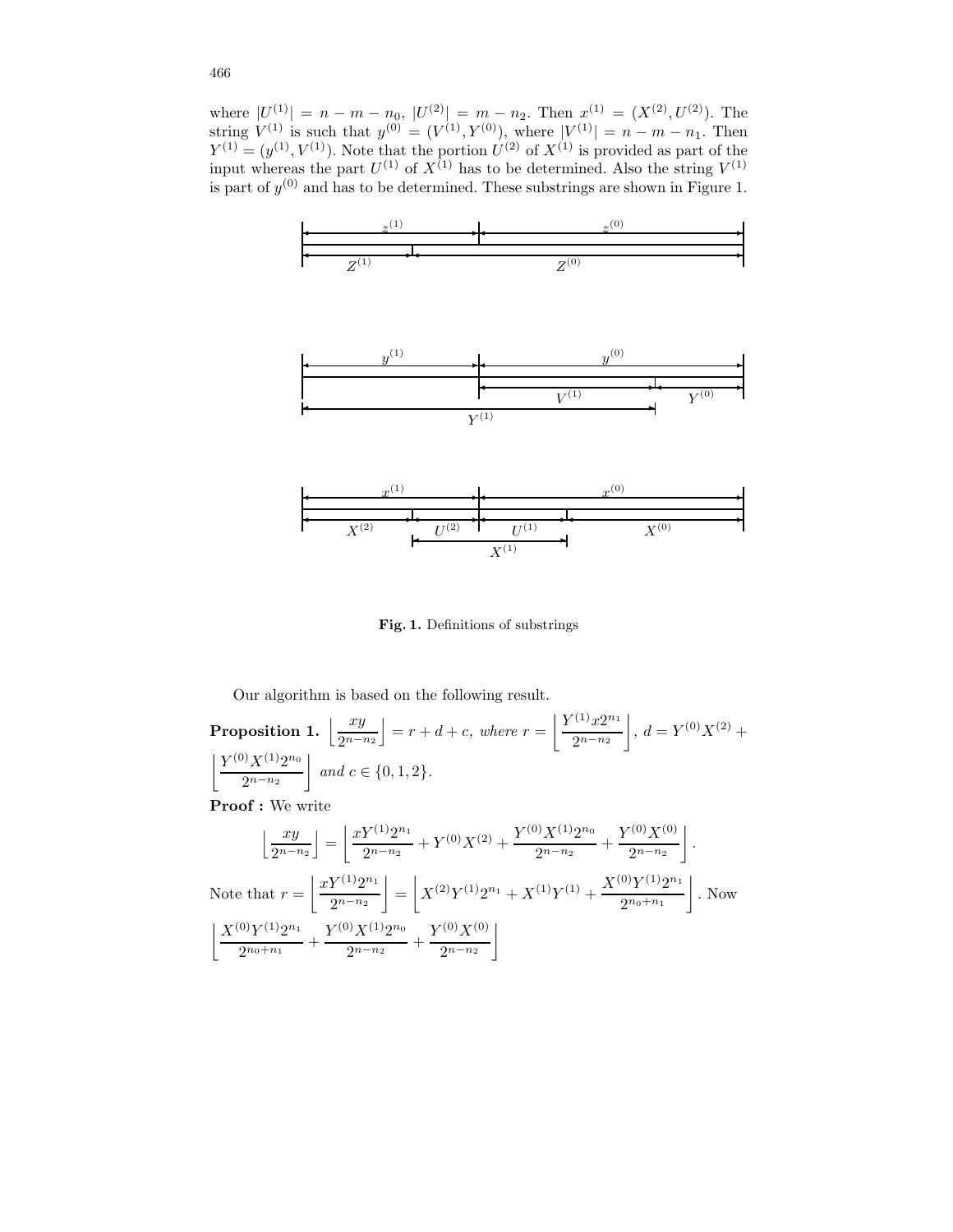where $|U^{(1)}| = n - m - n_0$, $|U^{(2)}| = m - n_2$. Then $x^{(1)} = (X^{(2)}, U^{(2)})$. The string $V^{(1)}$ is such that $y^{(0)} = (V^{(1)}, Y^{(0)})$, where $|V^{(1)}| = n - m - n_1$. Then $Y^{(1)} = (y^{(1)}, V^{(1)})$. Note that the portion $U^{(2)}$ of $X^{(1)}$ is provided as part of the input whereas the part $U^{(1)}$ of $X^{(1)}$ has to be determined. Also the string $V^{(1)}$ is part of $y^{(0)}$ and has to be determined. These substrings are shown in Figure 1.

**Fig. 1.** Definitions of substrings

Our algorithm is based on the following result.

**Proposition 1.** $\left\lfloor \dfrac{xy}{2^{n-n_2}} \right\rfloor = r + d + c$, *where* $r = \left\lfloor \dfrac{Y^{(1)} x 2^{n_1}}{2^{n-n_2}} \right\rfloor$, $d = Y^{(0)} X^{(2)} + \left\lfloor \dfrac{Y^{(0)} X^{(1)} 2^{n_0}}{2^{n-n_2}} \right\rfloor$ *and* $c \in \{0, 1, 2\}$.

**Proof :** We write

$$\left\lfloor \frac{xy}{2^{n-n_2}} \right\rfloor = \left\lfloor \frac{xY^{(1)}2^{n_1}}{2^{n-n_2}} + Y^{(0)}X^{(2)} + \frac{Y^{(0)}X^{(1)}2^{n_0}}{2^{n-n_2}} + \frac{Y^{(0)}X^{(0)}}{2^{n-n_2}} \right\rfloor.$$

Note that $r = \left\lfloor \dfrac{xY^{(1)}2^{n_1}}{2^{n-n_2}} \right\rfloor = \left\lfloor X^{(2)}Y^{(1)}2^{n_1} + X^{(1)}Y^{(1)} + \dfrac{X^{(0)}Y^{(1)}2^{n_1}}{2^{n_0+n_1}} \right\rfloor$. Now

$\left\lfloor \dfrac{X^{(0)}Y^{(1)}2^{n_1}}{2^{n_0+n_1}} + \dfrac{Y^{(0)}X^{(1)}2^{n_0}}{2^{n-n_2}} + \dfrac{Y^{(0)}X^{(0)}}{2^{n-n_2}} \right\rfloor$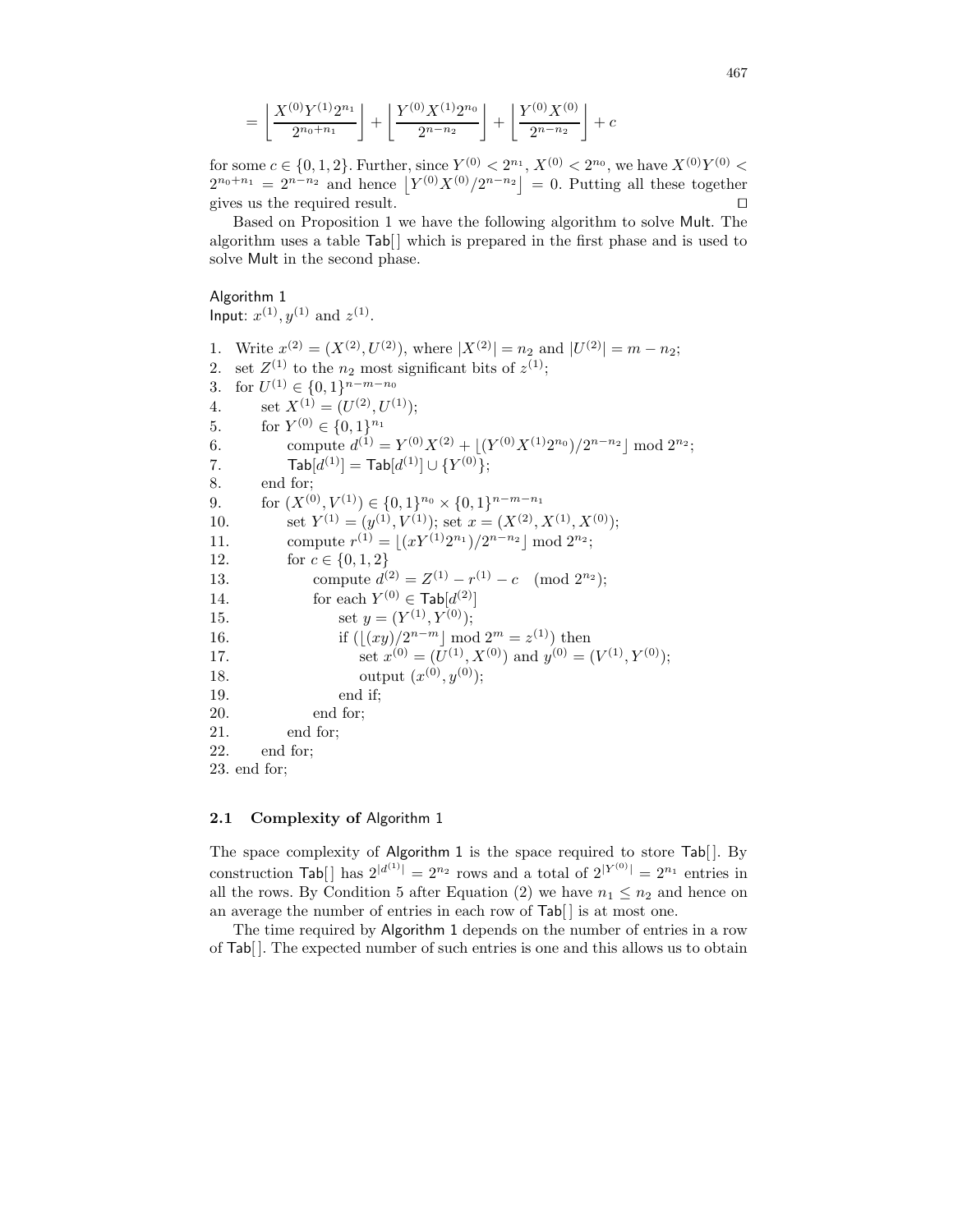$$= \left\lfloor \frac{X^{(0)}Y^{(1)}2^{n_1}}{2^{n_0+n_1}} \right\rfloor + \left\lfloor \frac{Y^{(0)}X^{(1)}2^{n_0}}{2^{n-n_2}} \right\rfloor + \left\lfloor \frac{Y^{(0)}X^{(0)}}{2^{n-n_2}} \right\rfloor + c$$

for some $c \in \{0, 1, 2\}$. Further, since $Y^{(0)} < 2^{n_1}$, $X^{(0)} < 2^{n_0}$, we have $X^{(0)}Y^{(0)} < 2^{n_0+n_1} = 2^{n-n_2}$ and hence $\lfloor Y^{(0)}X^{(0)}/2^{n-n_2} \rfloor = 0$. Putting all these together gives us the required result. ☐

Based on Proposition 1 we have the following algorithm to solve Mult. The algorithm uses a table Tab[] which is prepared in the first phase and is used to solve Mult in the second phase.

Algorithm 1
Input: $x^{(1)}, y^{(1)}$ and $z^{(1)}$.

1. Write $x^{(2)} = (X^{(2)}, U^{(2)})$, where $|X^{(2)}| = n_2$ and $|U^{(2)}| = m - n_2$;
2. set $Z^{(1)}$ to the $n_2$ most significant bits of $z^{(1)}$;
3. for $U^{(1)} \in \{0, 1\}^{n-m-n_0}$
4. set $X^{(1)} = (U^{(2)}, U^{(1)})$;
5. for $Y^{(0)} \in \{0, 1\}^{n_1}$
6. compute $d^{(1)} = Y^{(0)}X^{(2)} + \lfloor (Y^{(0)}X^{(1)}2^{n_0})/2^{n-n_2} \rfloor \bmod 2^{n_2}$;
7. $\mathsf{Tab}[d^{(1)}] = \mathsf{Tab}[d^{(1)}] \cup \{Y^{(0)}\}$;
8. end for;
9. for $(X^{(0)}, V^{(1)}) \in \{0, 1\}^{n_0} \times \{0, 1\}^{n-m-n_1}$
10. set $Y^{(1)} = (y^{(1)}, V^{(1)})$; set $x = (X^{(2)}, X^{(1)}, X^{(0)})$;
11. compute $r^{(1)} = \lfloor (xY^{(1)}2^{n_1})/2^{n-n_2} \rfloor \bmod 2^{n_2}$;
12. for $c \in \{0, 1, 2\}$
13. compute $d^{(2)} = Z^{(1)} - r^{(1)} - c \pmod{2^{n_2}}$;
14. for each $Y^{(0)} \in \mathsf{Tab}[d^{(2)}]$
15. set $y = (Y^{(1)}, Y^{(0)})$;
16. if $(\lfloor (xy)/2^{n-m} \rfloor \bmod 2^m = z^{(1)})$ then
17. set $x^{(0)} = (U^{(1)}, X^{(0)})$ and $y^{(0)} = (V^{(1)}, Y^{(0)})$;
18. output $(x^{(0)}, y^{(0)})$;
19. end if;
20. end for;
21. end for;
22. end for;
23. end for;

### 2.1 Complexity of Algorithm 1

The space complexity of Algorithm 1 is the space required to store Tab[]. By construction Tab[] has $2^{|d^{(1)}|} = 2^{n_2}$ rows and a total of $2^{|Y^{(0)}|} = 2^{n_1}$ entries in all the rows. By Condition 5 after Equation (2) we have $n_1 \leq n_2$ and hence on an average the number of entries in each row of Tab[] is at most one.

The time required by Algorithm 1 depends on the number of entries in a row of Tab[]. The expected number of such entries is one and this allows us to obtain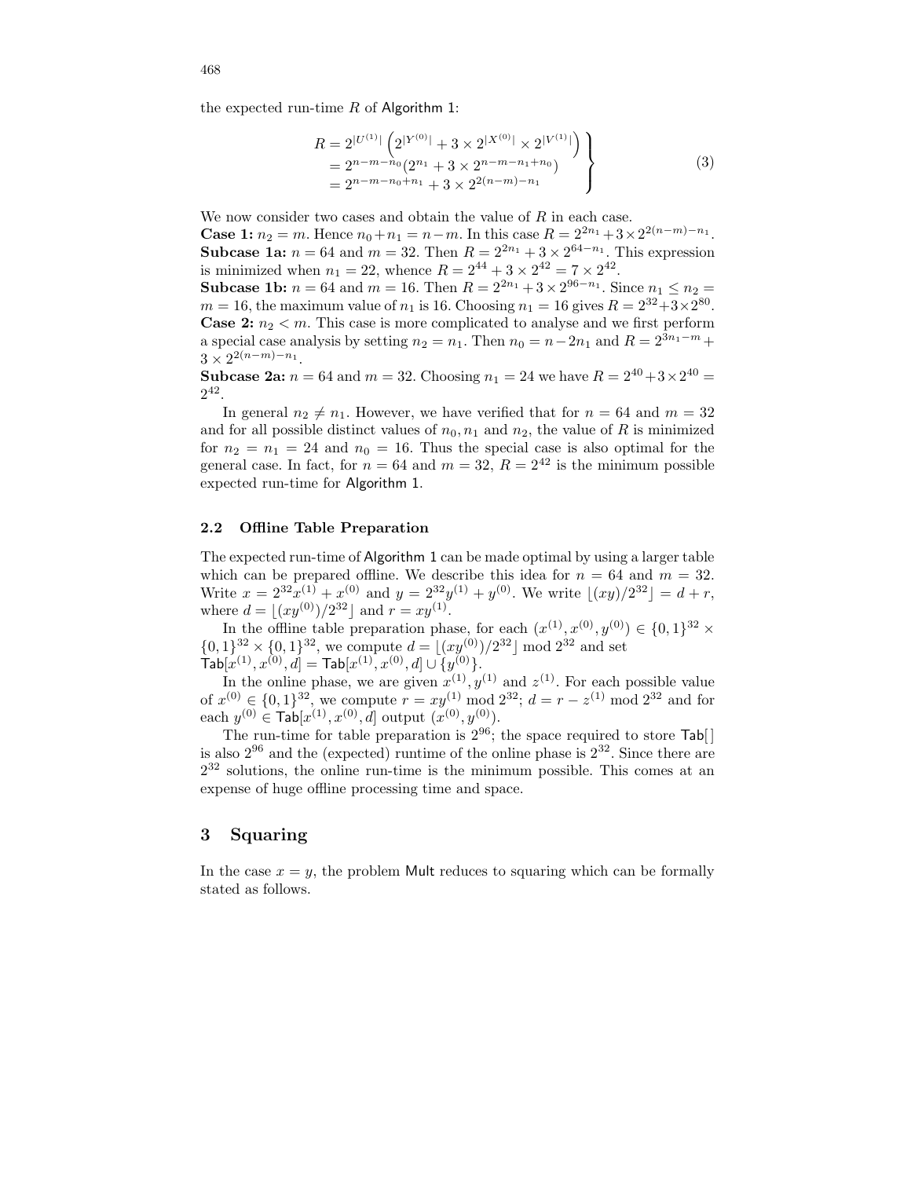the expected run-time $R$ of Algorithm 1:

$$
\left.\begin{aligned}
R &= 2^{|U^{(1)}|}\left(2^{|Y^{(0)}|} + 3 \times 2^{|X^{(0)}|} \times 2^{|V^{(1)}|}\right) \\
&= 2^{n-m-n_0}(2^{n_1} + 3 \times 2^{n-m-n_1+n_0}) \\
&= 2^{n-m-n_0+n_1} + 3 \times 2^{2(n-m)-n_1}
\end{aligned}\right\} \qquad (3)
$$

We now consider two cases and obtain the value of $R$ in each case.

**Case 1:** $n_2 = m$. Hence $n_0 + n_1 = n - m$. In this case $R = 2^{2n_1} + 3 \times 2^{2(n-m)-n_1}$.

**Subcase 1a:** $n = 64$ and $m = 32$. Then $R = 2^{2n_1} + 3 \times 2^{64-n_1}$. This expression is minimized when $n_1 = 22$, whence $R = 2^{44} + 3 \times 2^{42} = 7 \times 2^{42}$.

**Subcase 1b:** $n = 64$ and $m = 16$. Then $R = 2^{2n_1} + 3 \times 2^{96-n_1}$. Since $n_1 \leq n_2 = m = 16$, the maximum value of $n_1$ is 16. Choosing $n_1 = 16$ gives $R = 2^{32} + 3 \times 2^{80}$.

**Case 2:** $n_2 < m$. This case is more complicated to analyse and we first perform a special case analysis by setting $n_2 = n_1$. Then $n_0 = n - 2n_1$ and $R = 2^{3n_1-m} + 3 \times 2^{2(n-m)-n_1}$.

**Subcase 2a:** $n = 64$ and $m = 32$. Choosing $n_1 = 24$ we have $R = 2^{40} + 3 \times 2^{40} = 2^{42}$.

In general $n_2 \neq n_1$. However, we have verified that for $n = 64$ and $m = 32$ and for all possible distinct values of $n_0, n_1$ and $n_2$, the value of $R$ is minimized for $n_2 = n_1 = 24$ and $n_0 = 16$. Thus the special case is also optimal for the general case. In fact, for $n = 64$ and $m = 32$, $R = 2^{42}$ is the minimum possible expected run-time for Algorithm 1.

### 2.2 Offline Table Preparation

The expected run-time of Algorithm 1 can be made optimal by using a larger table which can be prepared offline. We describe this idea for $n = 64$ and $m = 32$. Write $x = 2^{32}x^{(1)} + x^{(0)}$ and $y = 2^{32}y^{(1)} + y^{(0)}$. We write $\lfloor (xy)/2^{32} \rfloor = d + r$, where $d = \lfloor (xy^{(0)})/2^{32} \rfloor$ and $r = xy^{(1)}$.

In the offline table preparation phase, for each $(x^{(1)}, x^{(0)}, y^{(0)}) \in \{0,1\}^{32} \times \{0,1\}^{32} \times \{0,1\}^{32}$, we compute $d = \lfloor (xy^{(0)})/2^{32} \rfloor \bmod 2^{32}$ and set $\mathsf{Tab}[x^{(1)}, x^{(0)}, d] = \mathsf{Tab}[x^{(1)}, x^{(0)}, d] \cup \{y^{(0)}\}$.

In the online phase, we are given $x^{(1)}, y^{(1)}$ and $z^{(1)}$. For each possible value of $x^{(0)} \in \{0,1\}^{32}$, we compute $r = xy^{(1)} \bmod 2^{32}$; $d = r - z^{(1)} \bmod 2^{32}$ and for each $y^{(0)} \in \mathsf{Tab}[x^{(1)}, x^{(0)}, d]$ output $(x^{(0)}, y^{(0)})$.

The run-time for table preparation is $2^{96}$; the space required to store $\mathsf{Tab}[\,]$ is also $2^{96}$ and the (expected) runtime of the online phase is $2^{32}$. Since there are $2^{32}$ solutions, the online run-time is the minimum possible. This comes at an expense of huge offline processing time and space.

## 3 Squaring

In the case $x = y$, the problem Mult reduces to squaring which can be formally stated as follows.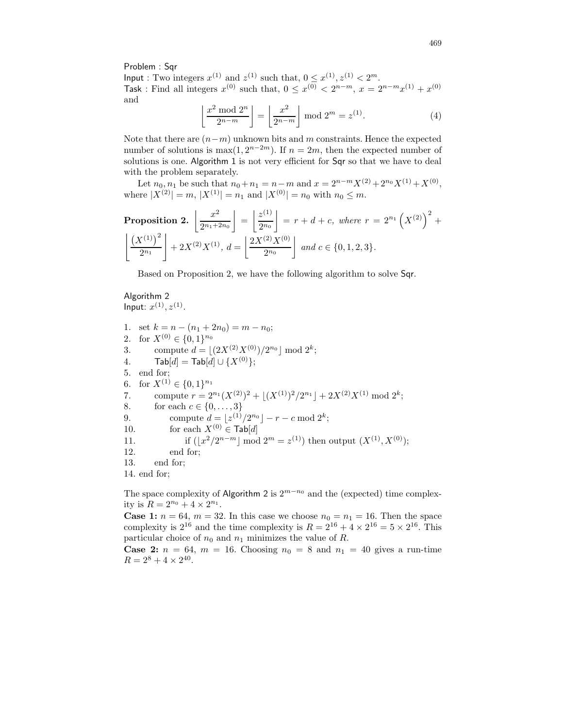Problem : Sqr

Input : Two integers $x^{(1)}$ and $z^{(1)}$ such that, $0 \leq x^{(1)}, z^{(1)} < 2^m$.

Task : Find all integers $x^{(0)}$ such that, $0 \leq x^{(0)} < 2^{n-m}$, $x = 2^{n-m}x^{(1)} + x^{(0)}$ and

$$\left\lfloor \frac{x^2 \bmod 2^n}{2^{n-m}} \right\rfloor = \left\lfloor \frac{x^2}{2^{n-m}} \right\rfloor \bmod 2^m = z^{(1)}. \tag{4}$$

Note that there are $(n-m)$ unknown bits and $m$ constraints. Hence the expected number of solutions is $\max(1, 2^{n-2m})$. If $n = 2m$, then the expected number of solutions is one. Algorithm 1 is not very efficient for Sqr so that we have to deal with the problem separately.

Let $n_0, n_1$ be such that $n_0 + n_1 = n - m$ and $x = 2^{n-m}X^{(2)} + 2^{n_0}X^{(1)} + X^{(0)}$, where $|X^{(2)}| = m$, $|X^{(1)}| = n_1$ and $|X^{(0)}| = n_0$ with $n_0 \leq m$.

**Proposition 2.** $\left\lfloor \frac{x^2}{2^{n_1+2n_0}} \right\rfloor = \left\lfloor \frac{z^{(1)}}{2^{n_0}} \right\rfloor = r + d + c$, *where* $r = 2^{n_1}\left(X^{(2)}\right)^2 + \left\lfloor \frac{\left(X^{(1)}\right)^2}{2^{n_1}} \right\rfloor + 2X^{(2)}X^{(1)}$, $d = \left\lfloor \frac{2X^{(2)}X^{(0)}}{2^{n_0}} \right\rfloor$ *and* $c \in \{0, 1, 2, 3\}$.

Based on Proposition 2, we have the following algorithm to solve Sqr.

Algorithm 2

Input: $x^{(1)}, z^{(1)}$.

1. set $k = n - (n_1 + 2n_0) = m - n_0$;
2. for $X^{(0)} \in \{0,1\}^{n_0}$
3. compute $d = \lfloor (2X^{(2)}X^{(0)})/2^{n_0} \rfloor \bmod 2^k$;
4. $\mathsf{Tab}[d] = \mathsf{Tab}[d] \cup \{X^{(0)}\}$;
5. end for;
6. for $X^{(1)} \in \{0,1\}^{n_1}$
7. compute $r = 2^{n_1}(X^{(2)})^2 + \lfloor (X^{(1)})^2/2^{n_1} \rfloor + 2X^{(2)}X^{(1)} \bmod 2^k$;
8. for each $c \in \{0, \ldots, 3\}$
9. compute $d = \lfloor z^{(1)}/2^{n_0} \rfloor - r - c \bmod 2^k$;
10. for each $X^{(0)} \in \mathsf{Tab}[d]$
11. if $(\lfloor x^2/2^{n-m} \rfloor \bmod 2^m = z^{(1)})$ then output $(X^{(1)}, X^{(0)})$;
12. end for;
13. end for;
14. end for;

The space complexity of Algorithm 2 is $2^{m-n_0}$ and the (expected) time complexity is $R = 2^{n_0} + 4 \times 2^{n_1}$.

**Case 1:** $n = 64$, $m = 32$. In this case we choose $n_0 = n_1 = 16$. Then the space complexity is $2^{16}$ and the time complexity is $R = 2^{16} + 4 \times 2^{16} = 5 \times 2^{16}$. This particular choice of $n_0$ and $n_1$ minimizes the value of $R$.

**Case 2:** $n = 64$, $m = 16$. Choosing $n_0 = 8$ and $n_1 = 40$ gives a run-time $R = 2^8 + 4 \times 2^{40}$.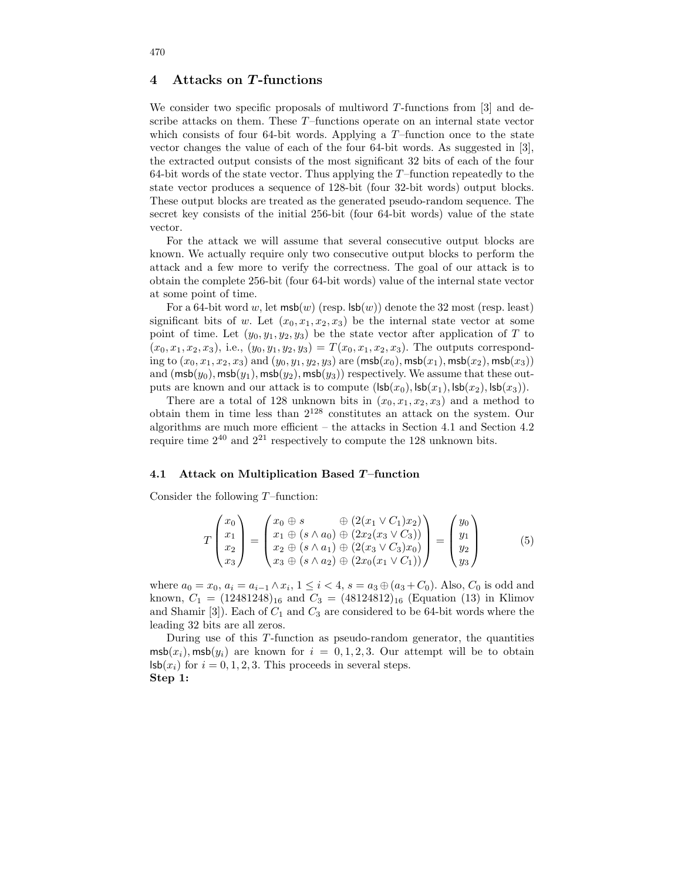## 4 Attacks on *T*-functions

We consider two specific proposals of multiword $T$-functions from [3] and describe attacks on them. These $T$–functions operate on an internal state vector which consists of four 64-bit words. Applying a $T$–function once to the state vector changes the value of each of the four 64-bit words. As suggested in [3], the extracted output consists of the most significant 32 bits of each of the four 64-bit words of the state vector. Thus applying the $T$–function repeatedly to the state vector produces a sequence of 128-bit (four 32-bit words) output blocks. These output blocks are treated as the generated pseudo-random sequence. The secret key consists of the initial 256-bit (four 64-bit words) value of the state vector.

For the attack we will assume that several consecutive output blocks are known. We actually require only two consecutive output blocks to perform the attack and a few more to verify the correctness. The goal of our attack is to obtain the complete 256-bit (four 64-bit words) value of the internal state vector at some point of time.

For a 64-bit word $w$, let $\mathsf{msb}(w)$ (resp. $\mathsf{lsb}(w)$) denote the 32 most (resp. least) significant bits of $w$. Let $(x_0, x_1, x_2, x_3)$ be the internal state vector at some point of time. Let $(y_0, y_1, y_2, y_3)$ be the state vector after application of $T$ to $(x_0, x_1, x_2, x_3)$, i.e., $(y_0, y_1, y_2, y_3) = T(x_0, x_1, x_2, x_3)$. The outputs corresponding to $(x_0, x_1, x_2, x_3)$ and $(y_0, y_1, y_2, y_3)$ are $(\mathsf{msb}(x_0), \mathsf{msb}(x_1), \mathsf{msb}(x_2), \mathsf{msb}(x_3))$ and $(\mathsf{msb}(y_0), \mathsf{msb}(y_1), \mathsf{msb}(y_2), \mathsf{msb}(y_3))$ respectively. We assume that these outputs are known and our attack is to compute $(\mathsf{lsb}(x_0), \mathsf{lsb}(x_1), \mathsf{lsb}(x_2), \mathsf{lsb}(x_3))$.

There are a total of 128 unknown bits in $(x_0, x_1, x_2, x_3)$ and a method to obtain them in time less than $2^{128}$ constitutes an attack on the system. Our algorithms are much more efficient – the attacks in Section 4.1 and Section 4.2 require time $2^{40}$ and $2^{21}$ respectively to compute the 128 unknown bits.

### 4.1 Attack on Multiplication Based *T*–function

Consider the following $T$–function:

$$T\begin{pmatrix} x_0 \\ x_1 \\ x_2 \\ x_3 \end{pmatrix} = \begin{pmatrix} x_0 \oplus s \qquad\quad \oplus (2(x_1 \vee C_1)x_2) \\ x_1 \oplus (s \wedge a_0) \oplus (2x_2(x_3 \vee C_3)) \\ x_2 \oplus (s \wedge a_1) \oplus (2(x_3 \vee C_3)x_0) \\ x_3 \oplus (s \wedge a_2) \oplus (2x_0(x_1 \vee C_1)) \end{pmatrix} = \begin{pmatrix} y_0 \\ y_1 \\ y_2 \\ y_3 \end{pmatrix} \tag{5}$$

where $a_0 = x_0$, $a_i = a_{i-1} \wedge x_i$, $1 \le i < 4$, $s = a_3 \oplus (a_3 + C_0)$. Also, $C_0$ is odd and known, $C_1 = (12481248)_{16}$ and $C_3 = (48124812)_{16}$ (Equation (13) in Klimov and Shamir [3]). Each of $C_1$ and $C_3$ are considered to be 64-bit words where the leading 32 bits are all zeros.

During use of this $T$-function as pseudo-random generator, the quantities $\mathsf{msb}(x_i), \mathsf{msb}(y_i)$ are known for $i = 0, 1, 2, 3$. Our attempt will be to obtain $\mathsf{lsb}(x_i)$ for $i = 0, 1, 2, 3$. This proceeds in several steps.

**Step 1:**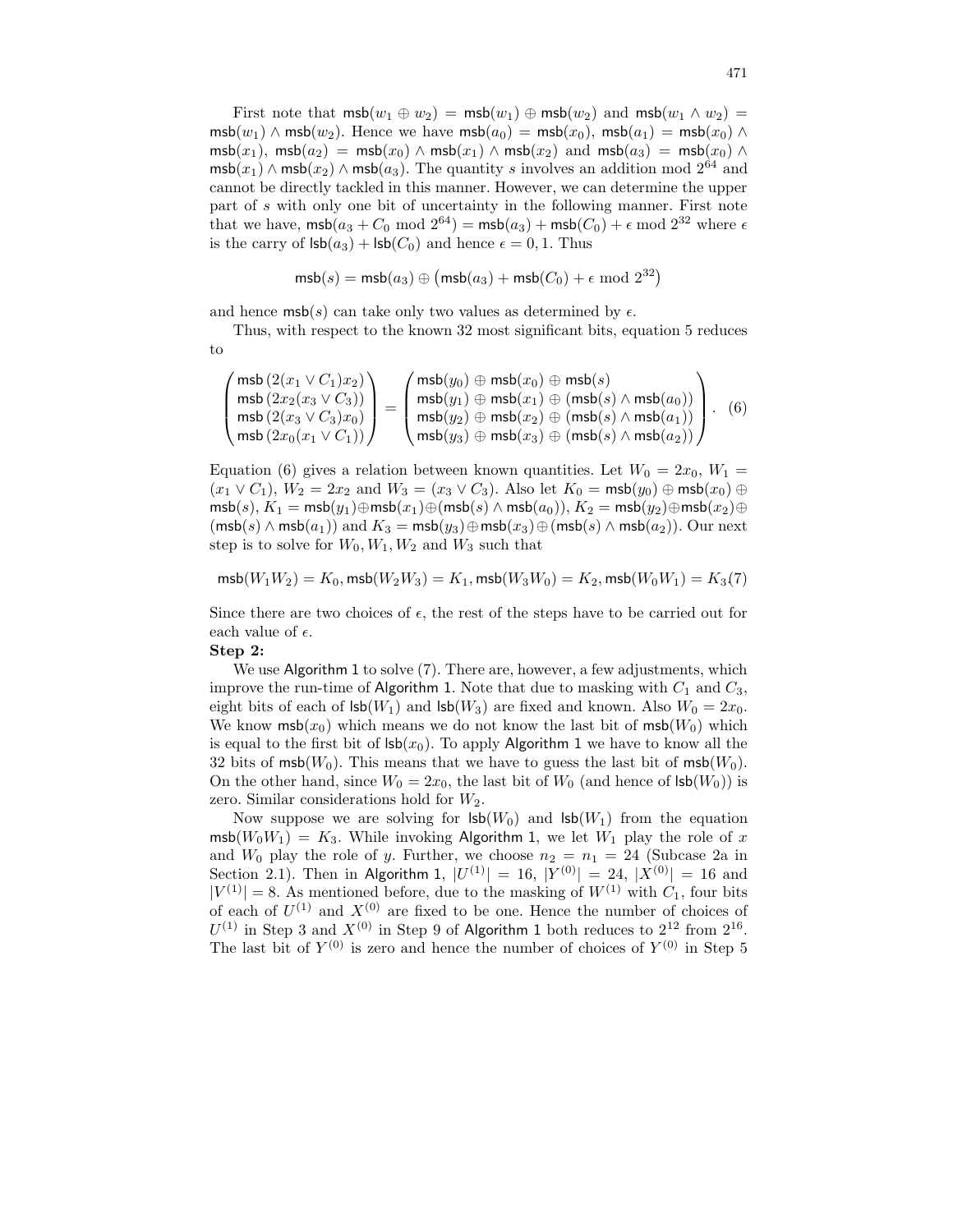First note that $\mathsf{msb}(w_1 \oplus w_2) = \mathsf{msb}(w_1) \oplus \mathsf{msb}(w_2)$ and $\mathsf{msb}(w_1 \wedge w_2) = \mathsf{msb}(w_1) \wedge \mathsf{msb}(w_2)$. Hence we have $\mathsf{msb}(a_0) = \mathsf{msb}(x_0)$, $\mathsf{msb}(a_1) = \mathsf{msb}(x_0) \wedge \mathsf{msb}(x_1)$, $\mathsf{msb}(a_2) = \mathsf{msb}(x_0) \wedge \mathsf{msb}(x_1) \wedge \mathsf{msb}(x_2)$ and $\mathsf{msb}(a_3) = \mathsf{msb}(x_0) \wedge \mathsf{msb}(x_1) \wedge \mathsf{msb}(x_2) \wedge \mathsf{msb}(a_3)$. The quantity $s$ involves an addition mod $2^{64}$ and cannot be directly tackled in this manner. However, we can determine the upper part of $s$ with only one bit of uncertainty in the following manner. First note that we have, $\mathsf{msb}(a_3 + C_0 \bmod 2^{64}) = \mathsf{msb}(a_3) + \mathsf{msb}(C_0) + \epsilon \bmod 2^{32}$ where $\epsilon$ is the carry of $\mathsf{lsb}(a_3) + \mathsf{lsb}(C_0)$ and hence $\epsilon = 0, 1$. Thus

$$\mathsf{msb}(s) = \mathsf{msb}(a_3) \oplus \left(\mathsf{msb}(a_3) + \mathsf{msb}(C_0) + \epsilon \bmod 2^{32}\right)$$

and hence $\mathsf{msb}(s)$ can take only two values as determined by $\epsilon$.

Thus, with respect to the known 32 most significant bits, equation 5 reduces to

$$\begin{pmatrix} \mathsf{msb}\left(2(x_1 \vee C_1)x_2\right) \\ \mathsf{msb}\left(2x_2(x_3 \vee C_3)\right) \\ \mathsf{msb}\left(2(x_3 \vee C_3)x_0\right) \\ \mathsf{msb}\left(2x_0(x_1 \vee C_1)\right) \end{pmatrix} = \begin{pmatrix} \mathsf{msb}(y_0) \oplus \mathsf{msb}(x_0) \oplus \mathsf{msb}(s) \\ \mathsf{msb}(y_1) \oplus \mathsf{msb}(x_1) \oplus (\mathsf{msb}(s) \wedge \mathsf{msb}(a_0)) \\ \mathsf{msb}(y_2) \oplus \mathsf{msb}(x_2) \oplus (\mathsf{msb}(s) \wedge \mathsf{msb}(a_1)) \\ \mathsf{msb}(y_3) \oplus \mathsf{msb}(x_3) \oplus (\mathsf{msb}(s) \wedge \mathsf{msb}(a_2)) \end{pmatrix}. \quad (6)$$

Equation (6) gives a relation between known quantities. Let $W_0 = 2x_0$, $W_1 = (x_1 \vee C_1)$, $W_2 = 2x_2$ and $W_3 = (x_3 \vee C_3)$. Also let $K_0 = \mathsf{msb}(y_0) \oplus \mathsf{msb}(x_0) \oplus \mathsf{msb}(s)$, $K_1 = \mathsf{msb}(y_1) \oplus \mathsf{msb}(x_1) \oplus (\mathsf{msb}(s) \wedge \mathsf{msb}(a_0))$, $K_2 = \mathsf{msb}(y_2) \oplus \mathsf{msb}(x_2) \oplus (\mathsf{msb}(s) \wedge \mathsf{msb}(a_1))$ and $K_3 = \mathsf{msb}(y_3) \oplus \mathsf{msb}(x_3) \oplus (\mathsf{msb}(s) \wedge \mathsf{msb}(a_2))$. Our next step is to solve for $W_0, W_1, W_2$ and $W_3$ such that

$$\mathsf{msb}(W_1 W_2) = K_0, \mathsf{msb}(W_2 W_3) = K_1, \mathsf{msb}(W_3 W_0) = K_2, \mathsf{msb}(W_0 W_1) = K_3 \quad (7)$$

Since there are two choices of $\epsilon$, the rest of the steps have to be carried out for each value of $\epsilon$.

**Step 2:**

We use Algorithm 1 to solve (7). There are, however, a few adjustments, which improve the run-time of Algorithm 1. Note that due to masking with $C_1$ and $C_3$, eight bits of each of $\mathsf{lsb}(W_1)$ and $\mathsf{lsb}(W_3)$ are fixed and known. Also $W_0 = 2x_0$. We know $\mathsf{msb}(x_0)$ which means we do not know the last bit of $\mathsf{msb}(W_0)$ which is equal to the first bit of $\mathsf{lsb}(x_0)$. To apply Algorithm 1 we have to know all the 32 bits of $\mathsf{msb}(W_0)$. This means that we have to guess the last bit of $\mathsf{msb}(W_0)$. On the other hand, since $W_0 = 2x_0$, the last bit of $W_0$ (and hence of $\mathsf{lsb}(W_0)$) is zero. Similar considerations hold for $W_2$.

Now suppose we are solving for $\mathsf{lsb}(W_0)$ and $\mathsf{lsb}(W_1)$ from the equation $\mathsf{msb}(W_0 W_1) = K_3$. While invoking Algorithm 1, we let $W_1$ play the role of $x$ and $W_0$ play the role of $y$. Further, we choose $n_2 = n_1 = 24$ (Subcase 2a in Section 2.1). Then in Algorithm 1, $|U^{(1)}| = 16$, $|Y^{(0)}| = 24$, $|X^{(0)}| = 16$ and $|V^{(1)}| = 8$. As mentioned before, due to the masking of $W^{(1)}$ with $C_1$, four bits of each of $U^{(1)}$ and $X^{(0)}$ are fixed to be one. Hence the number of choices of $U^{(1)}$ in Step 3 and $X^{(0)}$ in Step 9 of Algorithm 1 both reduces to $2^{12}$ from $2^{16}$. The last bit of $Y^{(0)}$ is zero and hence the number of choices of $Y^{(0)}$ in Step 5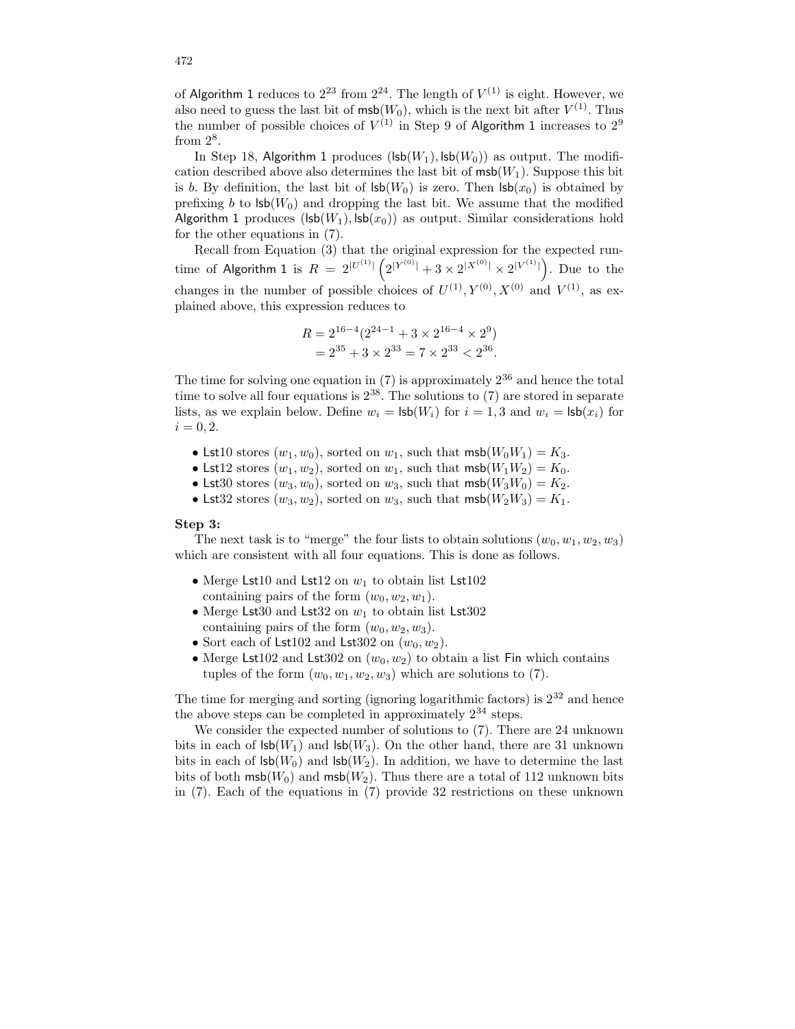of Algorithm 1 reduces to $2^{23}$ from $2^{24}$. The length of $V^{(1)}$ is eight. However, we also need to guess the last bit of $\mathsf{msb}(W_0)$, which is the next bit after $V^{(1)}$. Thus the number of possible choices of $V^{(1)}$ in Step 9 of Algorithm 1 increases to $2^9$ from $2^8$.

In Step 18, Algorithm 1 produces $(\mathsf{lsb}(W_1), \mathsf{lsb}(W_0))$ as output. The modification described above also determines the last bit of $\mathsf{msb}(W_1)$. Suppose this bit is $b$. By definition, the last bit of $\mathsf{lsb}(W_0)$ is zero. Then $\mathsf{lsb}(x_0)$ is obtained by prefixing $b$ to $\mathsf{lsb}(W_0)$ and dropping the last bit. We assume that the modified Algorithm 1 produces $(\mathsf{lsb}(W_1), \mathsf{lsb}(x_0))$ as output. Similar considerations hold for the other equations in (7).

Recall from Equation (3) that the original expression for the expected runtime of Algorithm 1 is $R = 2^{|U^{(1)}|}\left(2^{|Y^{(0)}|} + 3 \times 2^{|X^{(0)}|} \times 2^{|V^{(1)}|}\right)$. Due to the changes in the number of possible choices of $U^{(1)}, Y^{(0)}, X^{(0)}$ and $V^{(1)}$, as explained above, this expression reduces to

$$
\begin{aligned}
R &= 2^{16-4}(2^{24-1} + 3 \times 2^{16-4} \times 2^{9}) \\
&= 2^{35} + 3 \times 2^{33} = 7 \times 2^{33} < 2^{36}.
\end{aligned}
$$

The time for solving one equation in (7) is approximately $2^{36}$ and hence the total time to solve all four equations is $2^{38}$. The solutions to (7) are stored in separate lists, as we explain below. Define $w_i = \mathsf{lsb}(W_i)$ for $i = 1, 3$ and $w_i = \mathsf{lsb}(x_i)$ for $i = 0, 2$.

- Lst10 stores $(w_1, w_0)$, sorted on $w_1$, such that $\mathsf{msb}(W_0 W_1) = K_3$.
- Lst12 stores $(w_1, w_2)$, sorted on $w_1$, such that $\mathsf{msb}(W_1 W_2) = K_0$.
- Lst30 stores $(w_3, w_0)$, sorted on $w_3$, such that $\mathsf{msb}(W_3 W_0) = K_2$.
- Lst32 stores $(w_3, w_2)$, sorted on $w_3$, such that $\mathsf{msb}(W_2 W_3) = K_1$.

**Step 3:**

The next task is to "merge" the four lists to obtain solutions $(w_0, w_1, w_2, w_3)$ which are consistent with all four equations. This is done as follows.

- Merge Lst10 and Lst12 on $w_1$ to obtain list Lst102 containing pairs of the form $(w_0, w_2, w_1)$.
- Merge Lst30 and Lst32 on $w_1$ to obtain list Lst302 containing pairs of the form $(w_0, w_2, w_3)$.
- Sort each of Lst102 and Lst302 on $(w_0, w_2)$.
- Merge Lst102 and Lst302 on $(w_0, w_2)$ to obtain a list Fin which contains tuples of the form $(w_0, w_1, w_2, w_3)$ which are solutions to (7).

The time for merging and sorting (ignoring logarithmic factors) is $2^{32}$ and hence the above steps can be completed in approximately $2^{34}$ steps.

We consider the expected number of solutions to (7). There are 24 unknown bits in each of $\mathsf{lsb}(W_1)$ and $\mathsf{lsb}(W_3)$. On the other hand, there are 31 unknown bits in each of $\mathsf{lsb}(W_0)$ and $\mathsf{lsb}(W_2)$. In addition, we have to determine the last bits of both $\mathsf{msb}(W_0)$ and $\mathsf{msb}(W_2)$. Thus there are a total of 112 unknown bits in (7). Each of the equations in (7) provide 32 restrictions on these unknown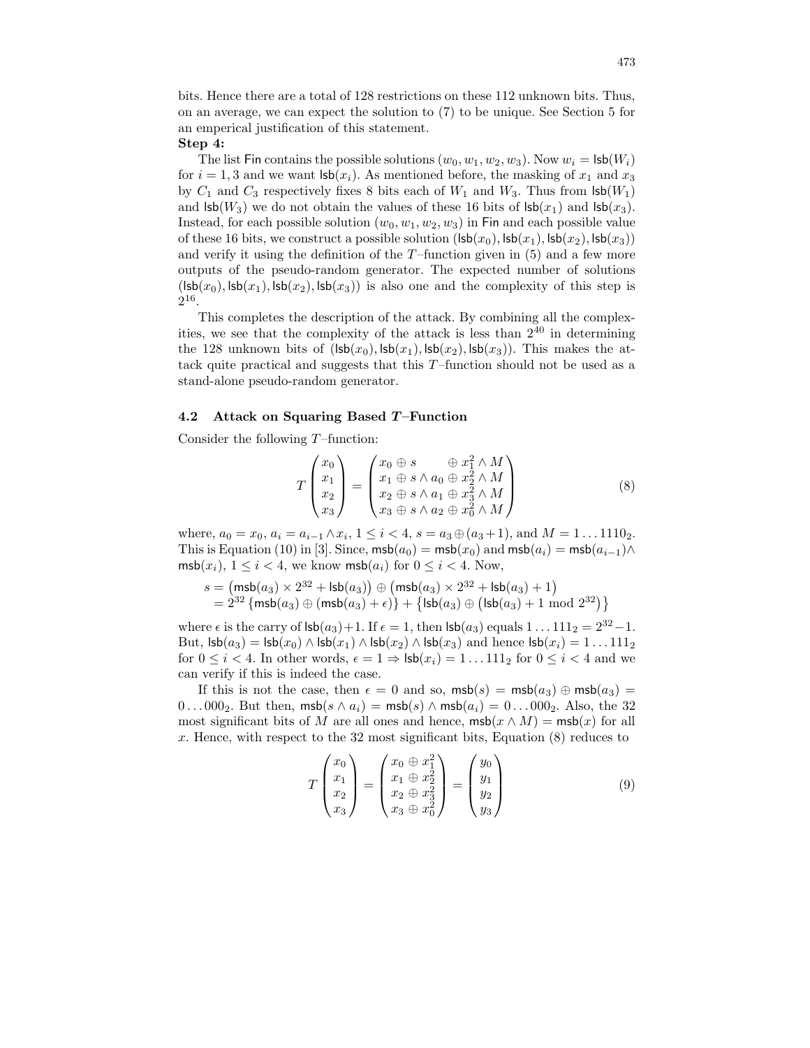bits. Hence there are a total of 128 restrictions on these 112 unknown bits. Thus, on an average, we can expect the solution to (7) to be unique. See Section 5 for an emperical justification of this statement.

**Step 4:**

The list Fin contains the possible solutions $(w_0, w_1, w_2, w_3)$. Now $w_i = \mathsf{lsb}(W_i)$ for $i = 1, 3$ and we want $\mathsf{lsb}(x_i)$. As mentioned before, the masking of $x_1$ and $x_3$ by $C_1$ and $C_3$ respectively fixes 8 bits each of $W_1$ and $W_3$. Thus from $\mathsf{lsb}(W_1)$ and $\mathsf{lsb}(W_3)$ we do not obtain the values of these 16 bits of $\mathsf{lsb}(x_1)$ and $\mathsf{lsb}(x_3)$. Instead, for each possible solution $(w_0, w_1, w_2, w_3)$ in Fin and each possible value of these 16 bits, we construct a possible solution $(\mathsf{lsb}(x_0), \mathsf{lsb}(x_1), \mathsf{lsb}(x_2), \mathsf{lsb}(x_3))$ and verify it using the definition of the $T$–function given in (5) and a few more outputs of the pseudo-random generator. The expected number of solutions $(\mathsf{lsb}(x_0), \mathsf{lsb}(x_1), \mathsf{lsb}(x_2), \mathsf{lsb}(x_3))$ is also one and the complexity of this step is $2^{16}$.

This completes the description of the attack. By combining all the complexities, we see that the complexity of the attack is less than $2^{40}$ in determining the 128 unknown bits of $(\mathsf{lsb}(x_0), \mathsf{lsb}(x_1), \mathsf{lsb}(x_2), \mathsf{lsb}(x_3))$. This makes the attack quite practical and suggests that this $T$–function should not be used as a stand-alone pseudo-random generator.

### 4.2 Attack on Squaring Based $T$–Function

Consider the following $T$–function:

$$T\begin{pmatrix} x_0 \\ x_1 \\ x_2 \\ x_3 \end{pmatrix} = \begin{pmatrix} x_0 \oplus s \qquad \oplus x_1^2 \wedge M \\ x_1 \oplus s \wedge a_0 \oplus x_2^2 \wedge M \\ x_2 \oplus s \wedge a_1 \oplus x_3^2 \wedge M \\ x_3 \oplus s \wedge a_2 \oplus x_0^2 \wedge M \end{pmatrix} \tag{8}$$

where, $a_0 = x_0$, $a_i = a_{i-1} \wedge x_i$, $1 \le i < 4$, $s = a_3 \oplus (a_3 + 1)$, and $M = 1 \ldots 1110_2$. This is Equation (10) in [3]. Since, $\mathsf{msb}(a_0) = \mathsf{msb}(x_0)$ and $\mathsf{msb}(a_i) = \mathsf{msb}(a_{i-1}) \wedge \mathsf{msb}(x_i)$, $1 \le i < 4$, we know $\mathsf{msb}(a_i)$ for $0 \le i < 4$. Now,

$$\begin{aligned} s &= \big(\mathsf{msb}(a_3) \times 2^{32} + \mathsf{lsb}(a_3)\big) \oplus \big(\mathsf{msb}(a_3) \times 2^{32} + \mathsf{lsb}(a_3) + 1\big) \\ &= 2^{32}\left\{\mathsf{msb}(a_3) \oplus (\mathsf{msb}(a_3) + \epsilon)\right\} + \left\{\mathsf{lsb}(a_3) \oplus \big(\mathsf{lsb}(a_3) + 1 \bmod 2^{32}\big)\right\} \end{aligned}$$

where $\epsilon$ is the carry of $\mathsf{lsb}(a_3)+1$. If $\epsilon = 1$, then $\mathsf{lsb}(a_3)$ equals $1 \ldots 111_2 = 2^{32}-1$. But, $\mathsf{lsb}(a_3) = \mathsf{lsb}(x_0) \wedge \mathsf{lsb}(x_1) \wedge \mathsf{lsb}(x_2) \wedge \mathsf{lsb}(x_3)$ and hence $\mathsf{lsb}(x_i) = 1 \ldots 111_2$ for $0 \le i < 4$. In other words, $\epsilon = 1 \Rightarrow \mathsf{lsb}(x_i) = 1 \ldots 111_2$ for $0 \le i < 4$ and we can verify if this is indeed the case.

If this is not the case, then $\epsilon = 0$ and so, $\mathsf{msb}(s) = \mathsf{msb}(a_3) \oplus \mathsf{msb}(a_3) = 0 \ldots 000_2$. But then, $\mathsf{msb}(s \wedge a_i) = \mathsf{msb}(s) \wedge \mathsf{msb}(a_i) = 0 \ldots 000_2$. Also, the 32 most significant bits of $M$ are all ones and hence, $\mathsf{msb}(x \wedge M) = \mathsf{msb}(x)$ for all $x$. Hence, with respect to the 32 most significant bits, Equation (8) reduces to

$$T\begin{pmatrix} x_0 \\ x_1 \\ x_2 \\ x_3 \end{pmatrix} = \begin{pmatrix} x_0 \oplus x_1^2 \\ x_1 \oplus x_2^2 \\ x_2 \oplus x_3^2 \\ x_3 \oplus x_0^2 \end{pmatrix} = \begin{pmatrix} y_0 \\ y_1 \\ y_2 \\ y_3 \end{pmatrix} \tag{9}$$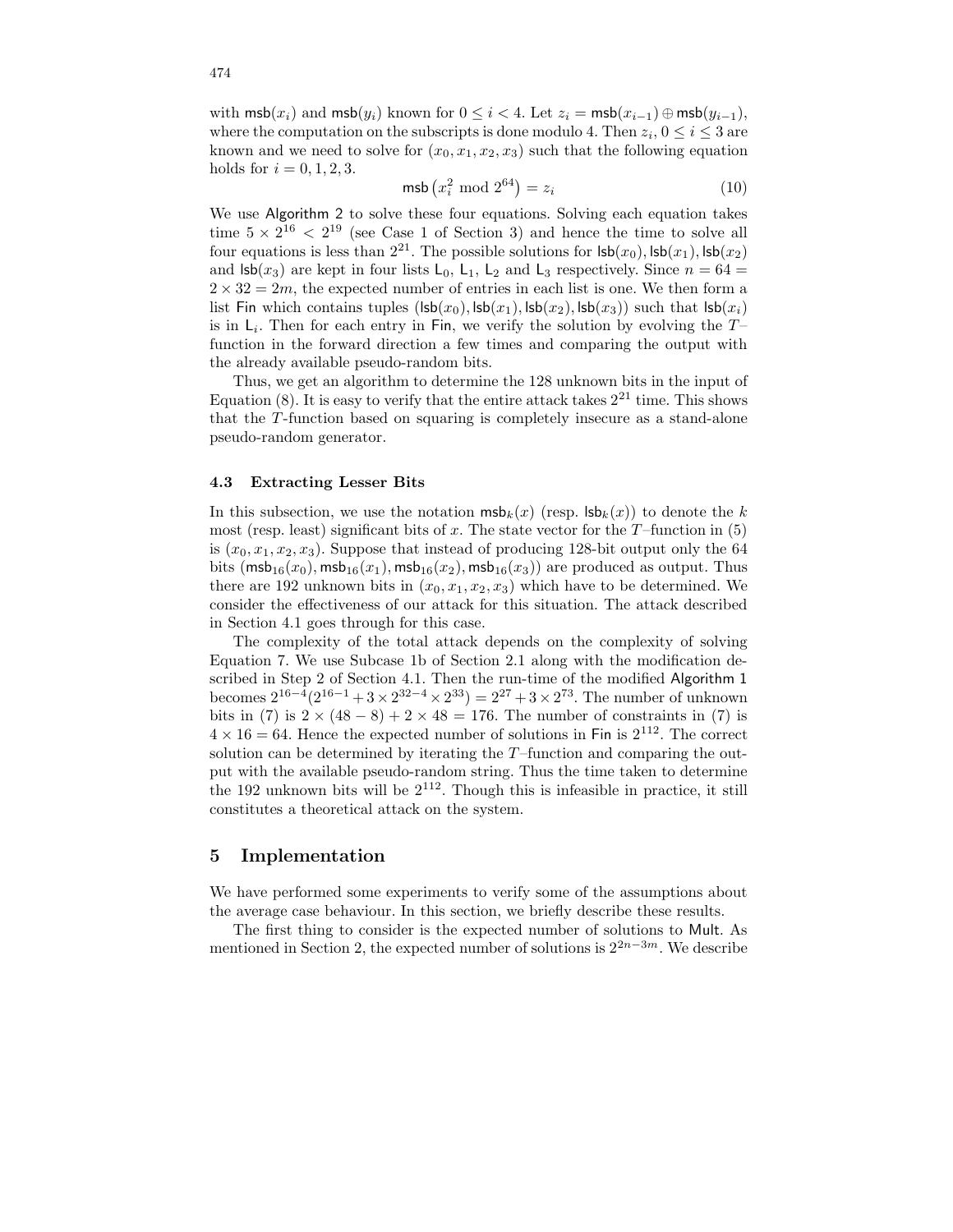with $\mathsf{msb}(x_i)$ and $\mathsf{msb}(y_i)$ known for $0 \le i < 4$. Let $z_i = \mathsf{msb}(x_{i-1}) \oplus \mathsf{msb}(y_{i-1})$, where the computation on the subscripts is done modulo 4. Then $z_i, 0 \le i \le 3$ are known and we need to solve for $(x_0, x_1, x_2, x_3)$ such that the following equation holds for $i = 0, 1, 2, 3$.

$$\mathsf{msb}\left(x_i^2 \bmod 2^{64}\right) = z_i \tag{10}$$

We use Algorithm 2 to solve these four equations. Solving each equation takes time $5 \times 2^{16} < 2^{19}$ (see Case 1 of Section 3) and hence the time to solve all four equations is less than $2^{21}$. The possible solutions for $\mathsf{lsb}(x_0), \mathsf{lsb}(x_1), \mathsf{lsb}(x_2)$ and $\mathsf{lsb}(x_3)$ are kept in four lists $\mathsf{L}_0$, $\mathsf{L}_1$, $\mathsf{L}_2$ and $\mathsf{L}_3$ respectively. Since $n = 64 = 2 \times 32 = 2m$, the expected number of entries in each list is one. We then form a list Fin which contains tuples $(\mathsf{lsb}(x_0), \mathsf{lsb}(x_1), \mathsf{lsb}(x_2), \mathsf{lsb}(x_3))$ such that $\mathsf{lsb}(x_i)$ is in $\mathsf{L}_i$. Then for each entry in Fin, we verify the solution by evolving the $T$–function in the forward direction a few times and comparing the output with the already available pseudo-random bits.

Thus, we get an algorithm to determine the 128 unknown bits in the input of Equation (8). It is easy to verify that the entire attack takes $2^{21}$ time. This shows that the $T$-function based on squaring is completely insecure as a stand-alone pseudo-random generator.

### 4.3 Extracting Lesser Bits

In this subsection, we use the notation $\mathsf{msb}_k(x)$ (resp. $\mathsf{lsb}_k(x)$) to denote the $k$ most (resp. least) significant bits of $x$. The state vector for the $T$–function in (5) is $(x_0, x_1, x_2, x_3)$. Suppose that instead of producing 128-bit output only the 64 bits $(\mathsf{msb}_{16}(x_0), \mathsf{msb}_{16}(x_1), \mathsf{msb}_{16}(x_2), \mathsf{msb}_{16}(x_3))$ are produced as output. Thus there are 192 unknown bits in $(x_0, x_1, x_2, x_3)$ which have to be determined. We consider the effectiveness of our attack for this situation. The attack described in Section 4.1 goes through for this case.

The complexity of the total attack depends on the complexity of solving Equation 7. We use Subcase 1b of Section 2.1 along with the modification described in Step 2 of Section 4.1. Then the run-time of the modified Algorithm 1 becomes $2^{16-4}(2^{16-1} + 3 \times 2^{32-4} \times 2^{33}) = 2^{27} + 3 \times 2^{73}$. The number of unknown bits in (7) is $2 \times (48 - 8) + 2 \times 48 = 176$. The number of constraints in (7) is $4 \times 16 = 64$. Hence the expected number of solutions in Fin is $2^{112}$. The correct solution can be determined by iterating the $T$–function and comparing the output with the available pseudo-random string. Thus the time taken to determine the 192 unknown bits will be $2^{112}$. Though this is infeasible in practice, it still constitutes a theoretical attack on the system.

## 5 Implementation

We have performed some experiments to verify some of the assumptions about the average case behaviour. In this section, we briefly describe these results.

The first thing to consider is the expected number of solutions to Mult. As mentioned in Section 2, the expected number of solutions is $2^{2n-3m}$. We describe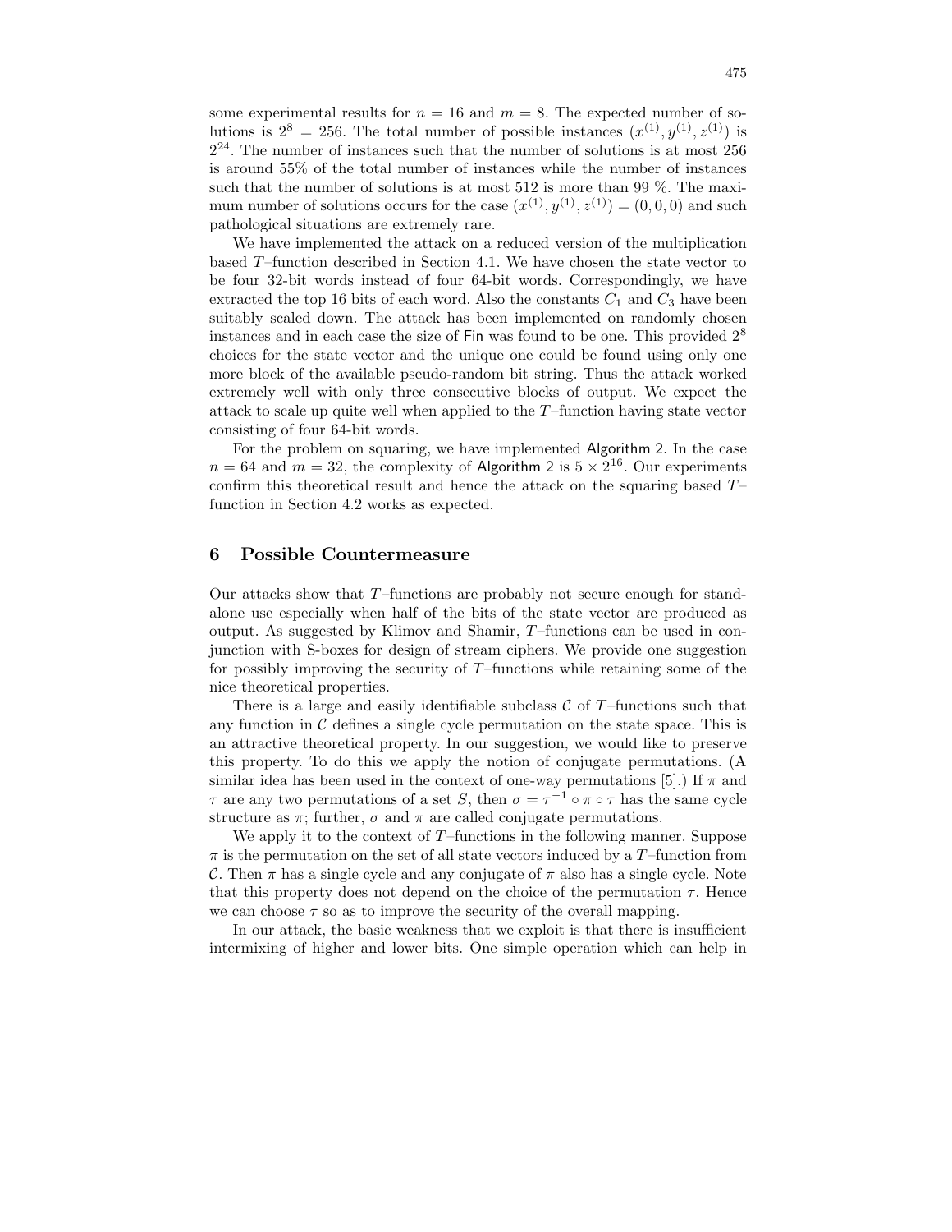some experimental results for $n = 16$ and $m = 8$. The expected number of solutions is $2^8 = 256$. The total number of possible instances $(x^{(1)}, y^{(1)}, z^{(1)})$ is $2^{24}$. The number of instances such that the number of solutions is at most 256 is around 55% of the total number of instances while the number of instances such that the number of solutions is at most 512 is more than 99 %. The maximum number of solutions occurs for the case $(x^{(1)}, y^{(1)}, z^{(1)}) = (0, 0, 0)$ and such pathological situations are extremely rare.

We have implemented the attack on a reduced version of the multiplication based $T$–function described in Section 4.1. We have chosen the state vector to be four 32-bit words instead of four 64-bit words. Correspondingly, we have extracted the top 16 bits of each word. Also the constants $C_1$ and $C_3$ have been suitably scaled down. The attack has been implemented on randomly chosen instances and in each case the size of Fin was found to be one. This provided $2^8$ choices for the state vector and the unique one could be found using only one more block of the available pseudo-random bit string. Thus the attack worked extremely well with only three consecutive blocks of output. We expect the attack to scale up quite well when applied to the $T$–function having state vector consisting of four 64-bit words.

For the problem on squaring, we have implemented Algorithm 2. In the case $n = 64$ and $m = 32$, the complexity of Algorithm 2 is $5 \times 2^{16}$. Our experiments confirm this theoretical result and hence the attack on the squaring based $T$–function in Section 4.2 works as expected.

## 6 Possible Countermeasure

Our attacks show that $T$–functions are probably not secure enough for standalone use especially when half of the bits of the state vector are produced as output. As suggested by Klimov and Shamir, $T$–functions can be used in conjunction with S-boxes for design of stream ciphers. We provide one suggestion for possibly improving the security of $T$–functions while retaining some of the nice theoretical properties.

There is a large and easily identifiable subclass $\mathcal{C}$ of $T$–functions such that any function in $\mathcal{C}$ defines a single cycle permutation on the state space. This is an attractive theoretical property. In our suggestion, we would like to preserve this property. To do this we apply the notion of conjugate permutations. (A similar idea has been used in the context of one-way permutations [5].) If $\pi$ and $\tau$ are any two permutations of a set $S$, then $\sigma = \tau^{-1} \circ \pi \circ \tau$ has the same cycle structure as $\pi$; further, $\sigma$ and $\pi$ are called conjugate permutations.

We apply it to the context of $T$–functions in the following manner. Suppose $\pi$ is the permutation on the set of all state vectors induced by a $T$–function from $\mathcal{C}$. Then $\pi$ has a single cycle and any conjugate of $\pi$ also has a single cycle. Note that this property does not depend on the choice of the permutation $\tau$. Hence we can choose $\tau$ so as to improve the security of the overall mapping.

In our attack, the basic weakness that we exploit is that there is insufficient intermixing of higher and lower bits. One simple operation which can help in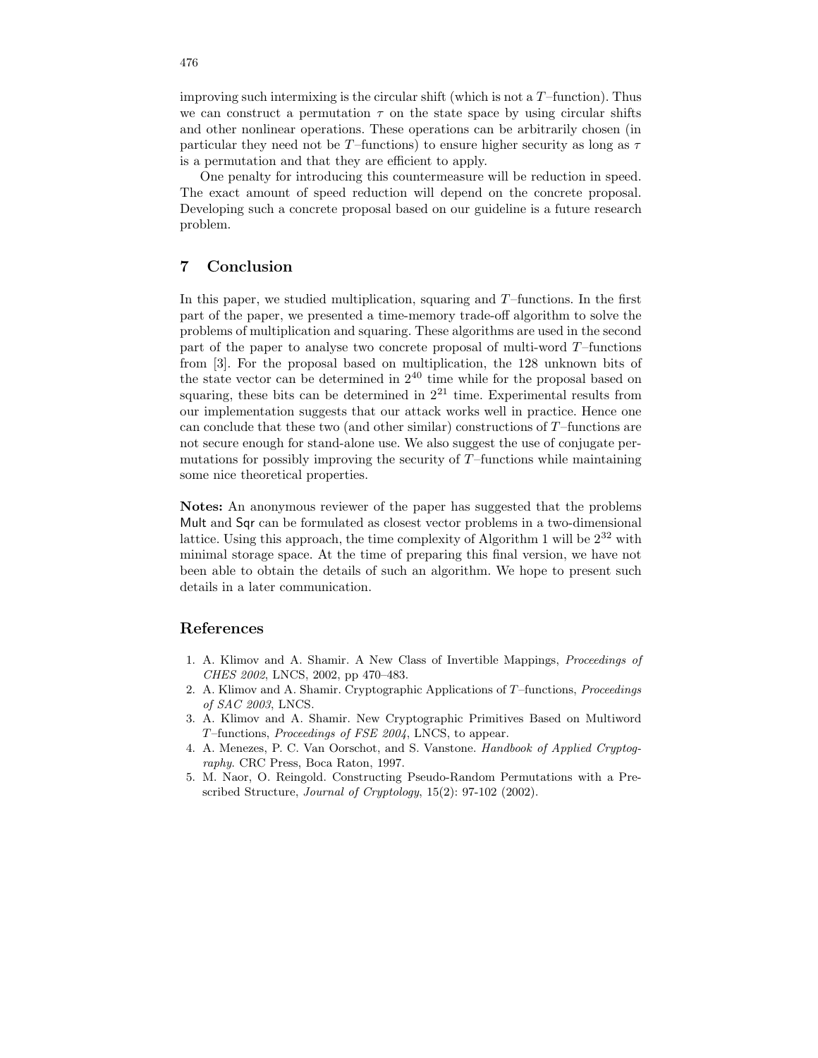improving such intermixing is the circular shift (which is not a $T$–function). Thus we can construct a permutation $\tau$ on the state space by using circular shifts and other nonlinear operations. These operations can be arbitrarily chosen (in particular they need not be $T$–functions) to ensure higher security as long as $\tau$ is a permutation and that they are efficient to apply.

One penalty for introducing this countermeasure will be reduction in speed. The exact amount of speed reduction will depend on the concrete proposal. Developing such a concrete proposal based on our guideline is a future research problem.

## 7 Conclusion

In this paper, we studied multiplication, squaring and $T$–functions. In the first part of the paper, we presented a time-memory trade-off algorithm to solve the problems of multiplication and squaring. These algorithms are used in the second part of the paper to analyse two concrete proposal of multi-word $T$–functions from [3]. For the proposal based on multiplication, the 128 unknown bits of the state vector can be determined in $2^{40}$ time while for the proposal based on squaring, these bits can be determined in $2^{21}$ time. Experimental results from our implementation suggests that our attack works well in practice. Hence one can conclude that these two (and other similar) constructions of $T$–functions are not secure enough for stand-alone use. We also suggest the use of conjugate permutations for possibly improving the security of $T$–functions while maintaining some nice theoretical properties.

**Notes:** An anonymous reviewer of the paper has suggested that the problems Mult and Sqr can be formulated as closest vector problems in a two-dimensional lattice. Using this approach, the time complexity of Algorithm 1 will be $2^{32}$ with minimal storage space. At the time of preparing this final version, we have not been able to obtain the details of such an algorithm. We hope to present such details in a later communication.

## References

1. A. Klimov and A. Shamir. A New Class of Invertible Mappings, *Proceedings of CHES 2002*, LNCS, 2002, pp 470–483.
2. A. Klimov and A. Shamir. Cryptographic Applications of $T$–functions, *Proceedings of SAC 2003*, LNCS.
3. A. Klimov and A. Shamir. New Cryptographic Primitives Based on Multiword $T$–functions, *Proceedings of FSE 2004*, LNCS, to appear.
4. A. Menezes, P. C. Van Oorschot, and S. Vanstone. *Handbook of Applied Cryptography.* CRC Press, Boca Raton, 1997.
5. M. Naor, O. Reingold. Constructing Pseudo-Random Permutations with a Prescribed Structure, *Journal of Cryptology*, 15(2): 97-102 (2002).